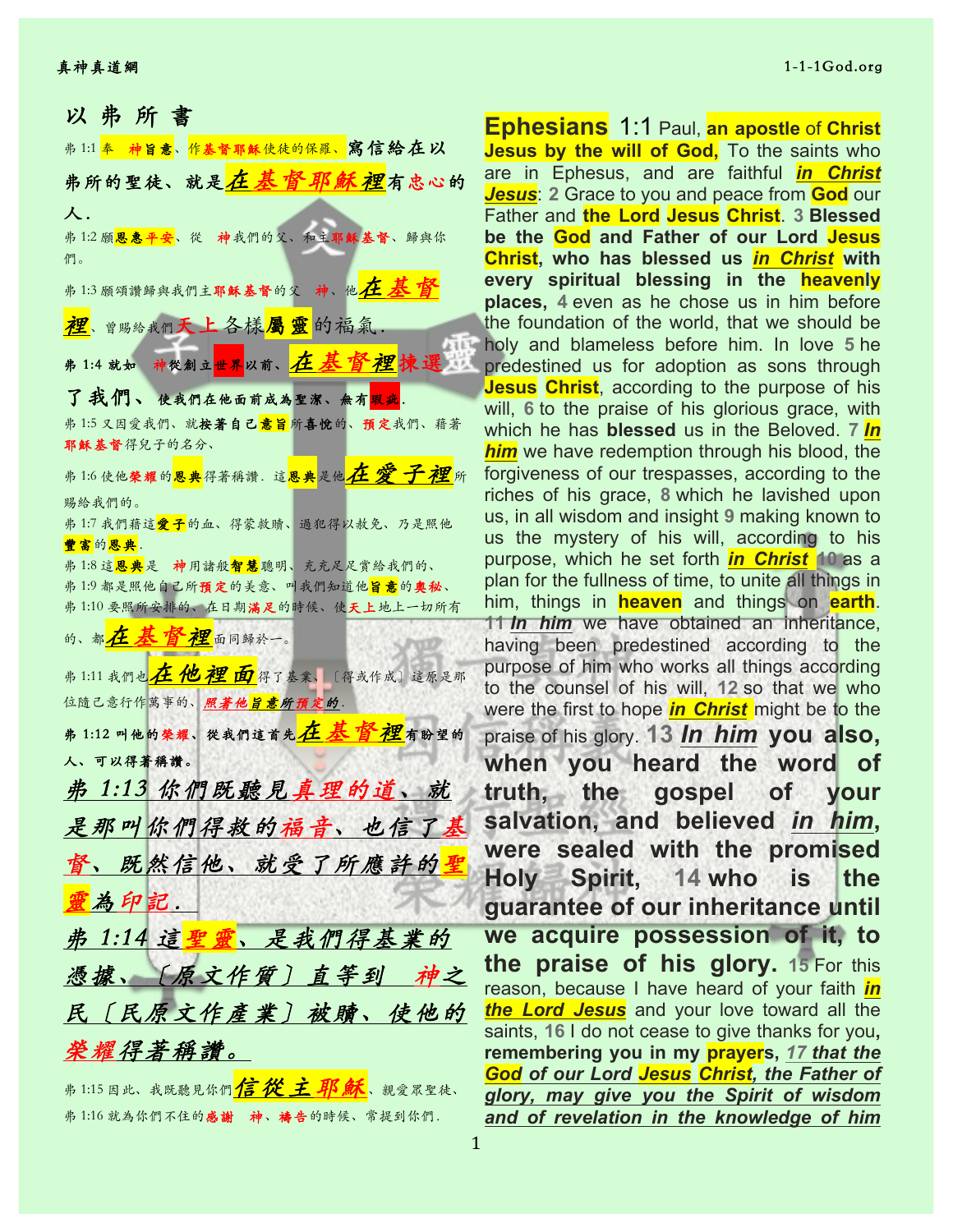# 以弗所書

弗 1:1 奉 神旨意、作基督耶穌使徒的保羅、寫信給在以弗所的聖徒、就是***在基督耶穌裡***有忠心的人.

弗 1:2 願恩惠平安、從 神我們的父、和主耶穌基督、歸與你們。

弗 1:3 願頌讚歸與我們主耶穌基督的父 神、他***在基督裡***、曾賜給我們天上各樣屬靈的福氣.

**弗 1:4 就如 神從創立世界以前、*在基督裡*揀選了我們、使我們在他面前成為聖潔、無有瑕疵.**

弗 1:5 又因愛我們、就按著自己意旨所喜悅的、預定我們、藉著耶穌基督得兒子的名分、

弗 1:6 使他榮耀的恩典得著稱讚．這恩典是他***在愛子裡***所賜給我們的。

弗 1:7 我們藉這愛子的血、得蒙救贖、過犯得以赦免、乃是照他豐富的恩典.

弗 1:8 這恩典是 神用諸般智慧聰明、充充足足賞給我們的、

弗 1:9 都是照他自己所預定的美意、叫我們知道他旨意的奧秘、

弗 1:10 要照所安排的、在日期滿足的時候、使天上地上一切所有的、都***在基督裡***面同歸於一。

弗 1:11 我們也***在他裡面***得了基業．〔得或作成〕這原是那位隨己意行作萬事的、*照著他旨意所預定的*.

**弗 1:12 叫他的榮耀、從我們這首先*在基督裡*有盼望的人、可以得著稱讚。**

***弗 1:13 你們既聽見真理的道、就是那叫你們得救的福音、也信了基督、既然信他、就受了所應許的聖靈為印記.***

***弗 1:14 這聖靈、是我們得基業的憑據、〔原文作質〕直等到 神之民〔民原文作產業〕被贖、使他的榮耀得著稱讚。***

弗 1:15 因此、我既聽見你們***信從主耶穌***、親愛眾聖徒、

弗 1:16 就為你們不住的感謝 神、禱告的時候、常提到你們.

**Ephesians** 1:1 Paul, **an apostle** of **Christ Jesus by the will of God,** To the saints who are in Ephesus, and are faithful ***in Christ Jesus***: **2** Grace to you and peace from **God** our Father and **the Lord Jesus Christ**. **3 Blessed be the God and Father of our Lord Jesus Christ, who has blessed us *in Christ* with every spiritual blessing in the heavenly places, 4** even as he chose us in him before the foundation of the world, that we should be holy and blameless before him. In love **5** he predestined us for adoption as sons through **Jesus Christ**, according to the purpose of his will, **6** to the praise of his glorious grace, with which he has **blessed** us in the Beloved. **7 *In him*** we have redemption through his blood, the forgiveness of our trespasses, according to the riches of his grace, **8** which he lavished upon us, in all wisdom and insight **9** making known to us the mystery of his will, according to his purpose, which he set forth ***in Christ*** **10** as a plan for the fullness of time, to unite all things in him, things in **heaven** and things on **earth**. **11 *In him*** we have obtained an inheritance, having been predestined according to the purpose of him who works all things according to the counsel of his will, **12** so that we who were the first to hope ***in Christ*** might be to the praise of his glory. **13 *In him* you also, when you heard the word of truth, the gospel of your salvation, and believed *in him*, were sealed with the promised Holy Spirit, 14 who is the guarantee of our inheritance until we acquire possession of it, to the praise of his glory. 15** For this reason, because I have heard of your faith ***in the Lord Jesus*** and your love toward all the saints, **16** I do not cease to give thanks for you, **remembering you in my prayers, *17 that the God of our Lord Jesus Christ, the Father of glory, may give you the Spirit of wisdom and of revelation in the knowledge of him***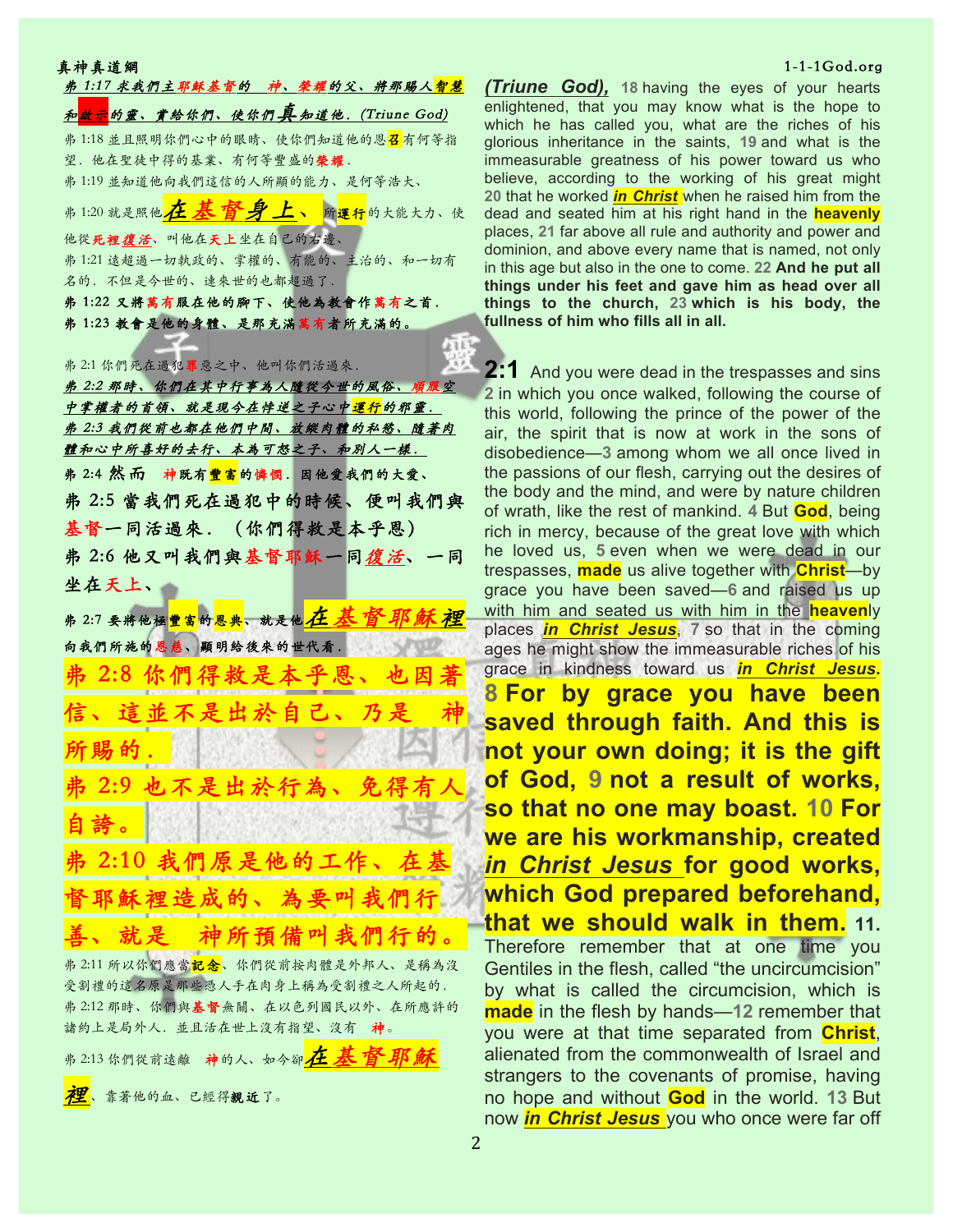弗 1:17 求我們主耶穌基督的　神、榮耀的父、將那賜人智慧和啟示的靈、賞給你們、使你們真知道他．(Triune God)

弗 1:18 並且照明你們心中的眼睛、使你們知道他的恩召有何等指望．他在聖徒中得的基業、有何等豐盛的榮耀．

弗 1:19 並知道他向我們這信的人所顯的能力、是何等浩大、

弗 1:20 就是照他在基督身上、所運行的大能大力、使他從死裡復活、叫他在天上坐在自己的右邊、

弗 1:21 遠超過一切執政的、掌權的、有能的、主治的、和一切有名的．不但是今世的、連來世的也都超過了．

**弗 1:22 又將萬有服在他的腳下、使他為教會作萬有之首．**

**弗 1:23 教會是他的身體、是那充滿萬有者所充滿的。**

弗 2:1 你們死在過犯罪惡之中、他叫你們活過來．

弗 2:2 那時、你們在其中行事為人隨從今世的風俗、順服空中掌權者的首領、就是現今在悖逆之子心中運行的邪靈．

弗 2:3 我們從前也都在他們中間、放縱肉體的私慾、隨著肉體和心中所喜好的去行、本為可怒之子、和別人一樣．

弗 2:4 然而　神既有豐富的憐憫．因他愛我們的大愛、

弗 2:5 當我們死在過犯中的時候、便叫我們與基督一同活過來．（你們得救是本乎恩）

弗 2:6 他又叫我們與基督耶穌一同復活、一同坐在天上、

弗 2:7 要將他極豐富的恩典、就是他在基督耶穌裡向我們所施的恩慈、顯明給後來的世代看．

弗 2:8 你們得救是本乎恩、也因著信、這並不是出於自己、乃是　神所賜的．

弗 2:9 也不是出於行為、免得有人自誇。

弗 2:10 我們原是他的工作、在基督耶穌裡造成的、為要叫我們行善、就是　神所預備叫我們行的。

弗 2:11 所以你們應當記念、你們從前按肉體是外邦人、是稱為沒受割禮的這名原是那些憑人手在肉身上稱為受割禮之人所起的．

弗 2:12 那時、你們與基督無關、在以色列國民以外、在所應許的諸約上是局外人．並且活在世上沒有指望、沒有　神。

弗 2:13 你們從前遠離　神的人、如今卻在基督耶穌裡、靠著他的血、已經得親近了。

*(Triune God),* 18 having the eyes of your hearts enlightened, that you may know what is the hope to which he has called you, what are the riches of his glorious inheritance in the saints, 19 and what is the immeasurable greatness of his power toward us who believe, according to the working of his great might 20 that he worked ***in Christ*** when he raised him from the dead and seated him at his right hand in the **heavenly** places, 21 far above all rule and authority and power and dominion, and above every name that is named, not only in this age but also in the one to come. **22 And he put all things under his feet and gave him as head over all things to the church, 23 which is his body, the fullness of him who fills all in all.**

**2:1** And you were dead in the trespasses and sins 2 in which you once walked, following the course of this world, following the prince of the power of the air, the spirit that is now at work in the sons of disobedience—3 among whom we all once lived in the passions of our flesh, carrying out the desires of the body and the mind, and were by nature children of wrath, like the rest of mankind. 4 But **God**, being rich in mercy, because of the great love with which he loved us, 5 even when we were dead in our trespasses, **made** us alive together with **Christ**—by grace you have been saved—6 and raised us up with him and seated us with him in the **heaven**ly places ***in Christ Jesus***, 7 so that in the coming ages he might show the immeasurable riches of his grace in kindness toward us ***in Christ Jesus***. **8 For by grace you have been saved through faith. And this is not your own doing; it is the gift of God, 9 not a result of works, so that no one may boast. 10 For we are his workmanship, created *in Christ Jesus* for good works, which God prepared beforehand, that we should walk in them.** **11.** Therefore remember that at one time you Gentiles in the flesh, called "the uncircumcision" by what is called the circumcision, which is **made** in the flesh by hands—12 remember that you were at that time separated from **Christ**, alienated from the commonwealth of Israel and strangers to the covenants of promise, having no hope and without **God** in the world. 13 But now ***in Christ Jesus*** you who once were far off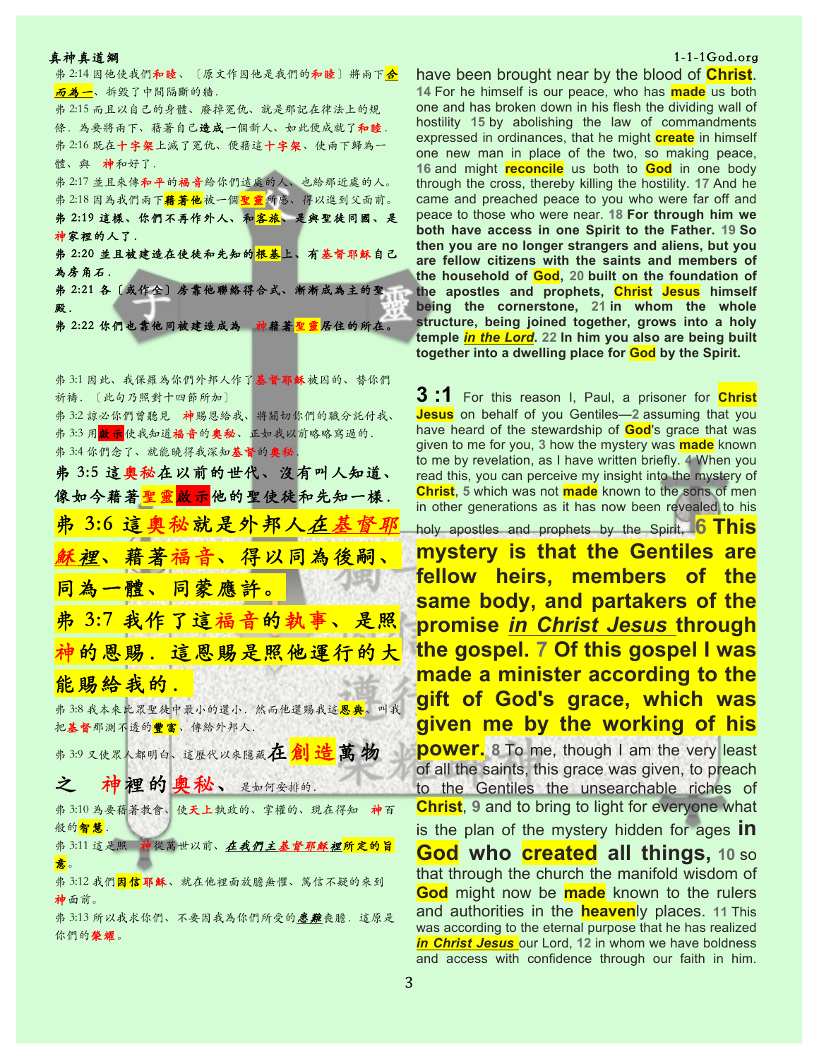弗 2:14 因他使我們和睦、〔原文作因他是我們的和睦〕將兩下合而為一、拆毀了中間隔斷的牆．

弗 2:15 而且以自己的身體、廢掉冤仇、就是那記在律法上的規條．為要將兩下、藉著自己造成一個新人、如此便成就了和睦．

弗 2:16 既在十字架上滅了冤仇、便藉這十字架、使兩下歸為一體、與 神和好了．

弗 2:17 並且來傳和平的福音給你們遠處的人、也給那近處的人。

弗 2:18 因為我們兩下藉著他被一個聖靈所感、得以進到父面前。

**弗 2:19 這樣、你們不再作外人、和客旅、是與聖徒同國、是神家裡的人了．**

**弗 2:20 並且被建造在使徒和先知的根基上、有基督耶穌自己為房角石．**

**弗 2:21 各〔或作全〕房靠他聯絡得合式、漸漸成為主的聖殿．**

**弗 2:22 你們也靠他同被建造成為 神藉著聖靈居住的所在。**

弗 3:1 因此、我保羅為你們外邦人作了基督耶穌被囚的、替你們祈禱．〔此句乃照對十四節所加〕

弗 3:2 諒必你們曾聽見 神賜恩給我、將關切你們的職分託付我、

弗 3:3 用啟示使我知道福音的奧秘、正如我以前略略寫過的．

弗 3:4 你們念了、就能曉得我深知基督的奧秘．

**弗 3:5 這奧秘在以前的世代、沒有叫人知道、像如今藉著聖靈啟示他的聖使徒和先知一樣．**

**弗 3:6 這奧秘就是外邦人*在基督耶穌裡*、藉著福音、得以同為後嗣、同為一體、同蒙應許。**

**弗 3:7 我作了這福音的執事、是照神的恩賜．這恩賜是照他運行的大能賜給我的．**

弗 3:8 我本來比眾聖徒中最小的還小．然而他還賜我這恩典、叫我把基督那測不透的豐富、傳給外邦人．

弗 3:9 又使眾人都明白、這歷代以來隱藏**在創造萬物之 神裡的奧秘**、是如何安排的．

弗 3:10 為要藉著教會、使天上執政的、掌權的、現在得知 神百般的智慧．

弗 3:11 這是照 神從萬世以前、*在我們主基督耶穌裡*所定的旨意。

弗 3:12 我們因信耶穌、就在他裡面放膽無懼、篤信不疑的來到神面前。

弗 3:13 所以我求你們、不要因我為你們所受的*患難*喪膽．這原是你們的榮耀。

have been brought near by the blood of **Christ**. 14 For he himself is our peace, who has **made** us both one and has broken down in his flesh the dividing wall of hostility 15 by abolishing the law of commandments expressed in ordinances, that he might **create** in himself one new man in place of the two, so making peace, 16 and might **reconcile** us both to **God** in one body through the cross, thereby killing the hostility. 17 And he came and preached peace to you who were far off and peace to those who were near. **18 For through him we both have access in one Spirit to the Father. 19 So then you are no longer strangers and aliens, but you are fellow citizens with the saints and members of the household of God, 20 built on the foundation of the apostles and prophets, Christ Jesus himself being the cornerstone, 21 in whom the whole structure, being joined together, grows into a holy temple *in the Lord*. 22 In him you also are being built together into a dwelling place for God by the Spirit.**

**3 :1** For this reason I, Paul, a prisoner for **Christ Jesus** on behalf of you Gentiles—2 assuming that you have heard of the stewardship of **God**'s grace that was given to me for you, 3 how the mystery was **made** known to me by revelation, as I have written briefly. 4 When you read this, you can perceive my insight into the mystery of **Christ**, 5 which was not **made** known to the sons of men in other generations as it has now been revealed to his holy apostles and prophets by the Spirit. **6 This mystery is that the Gentiles are fellow heirs, members of the same body, and partakers of the promise *in Christ Jesus* through the gospel. 7 Of this gospel I was made a minister according to the gift of God's grace, which was given me by the working of his power.** 8 To me, though I am the very least of all the saints, this grace was given, to preach to the Gentiles the unsearchable riches of **Christ**, 9 and to bring to light for everyone what is the plan of the mystery hidden for ages **in God who created all things,** 10 so that through the church the manifold wisdom of **God** might now be **made** known to the rulers and authorities in the **heaven**ly places. 11 This was according to the eternal purpose that he has realized ***in Christ Jesus*** our Lord, 12 in whom we have boldness and access with confidence through our faith in him.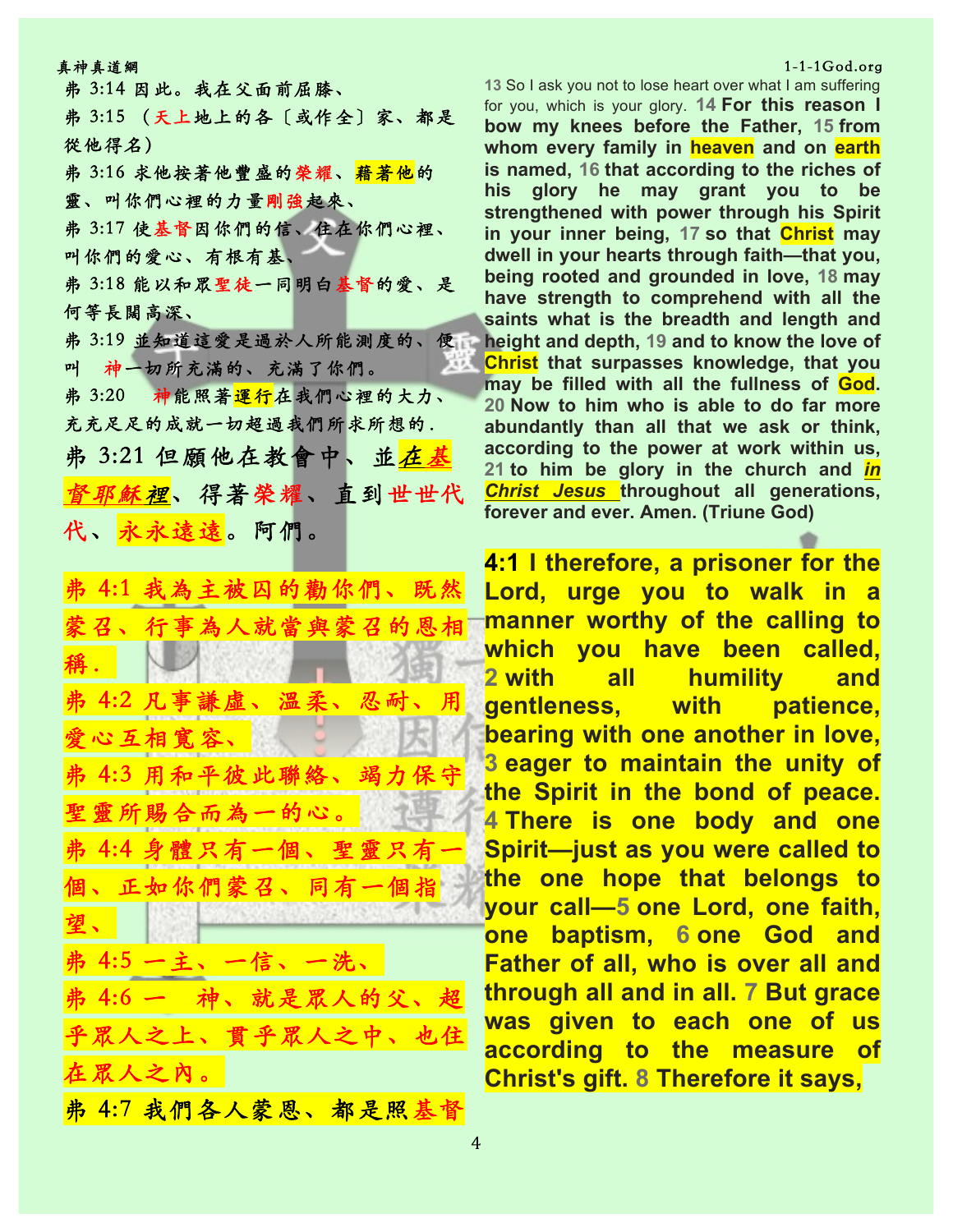弗 3:14 因此。我在父面前屈膝、

弗 3:15 （天上地上的各〔或作全〕家、都是從他得名）

弗 3:16 求他按著他豐盛的榮耀、藉著他的靈、叫你們心裡的力量剛強起來、

弗 3:17 使基督因你們的信、住在你們心裡、叫你們的愛心、有根有基、

弗 3:18 能以和眾聖徒一同明白基督的愛、是何等長闊高深、

弗 3:19 並知道這愛是過於人所能測度的、便叫　神一切所充滿的、充滿了你們。

弗 3:20　神能照著運行在我們心裡的大力、充充足足的成就一切超過我們所求所想的.

**弗 3:21 但願他在教會中、並*在基督耶穌裡*、得著榮耀、直到世世代代、永永遠遠。阿們。**

**弗 4:1 我為主被囚的勸你們、既然蒙召、行事為人就當與蒙召的恩相稱.**

**弗 4:2 凡事謙虛、溫柔、忍耐、用愛心互相寬容、**

**弗 4:3 用和平彼此聯絡、竭力保守聖靈所賜合而為一的心。**

**弗 4:4 身體只有一個、聖靈只有一個、正如你們蒙召、同有一個指望、**

**弗 4:5 一主、一信、一洗、**

**弗 4:6 一　神、就是眾人的父、超乎眾人之上、貫乎眾人之中、也住在眾人之內。**

**弗 4:7 我們各人蒙恩、都是照基督**

13 So I ask you not to lose heart over what I am suffering for you, which is your glory. **14 For this reason I bow my knees before the Father, 15 from whom every family in heaven and on earth is named, 16 that according to the riches of his glory he may grant you to be strengthened with power through his Spirit in your inner being, 17 so that Christ may dwell in your hearts through faith—that you, being rooted and grounded in love, 18 may have strength to comprehend with all the saints what is the breadth and length and height and depth, 19 and to know the love of Christ that surpasses knowledge, that you may be filled with all the fullness of God. 20 Now to him who is able to do far more abundantly than all that we ask or think, according to the power at work within us, 21 to him be glory in the church and *in Christ Jesus* throughout all generations, forever and ever. Amen. (Triune God)**

**4:1 I therefore, a prisoner for the Lord, urge you to walk in a manner worthy of the calling to which you have been called, 2 with all humility and gentleness, with patience, bearing with one another in love, 3 eager to maintain the unity of the Spirit in the bond of peace. 4 There is one body and one Spirit—just as you were called to the one hope that belongs to your call—5 one Lord, one faith, one baptism, 6 one God and Father of all, who is over all and through all and in all. 7 But grace was given to each one of us according to the measure of Christ's gift. 8 Therefore it says,**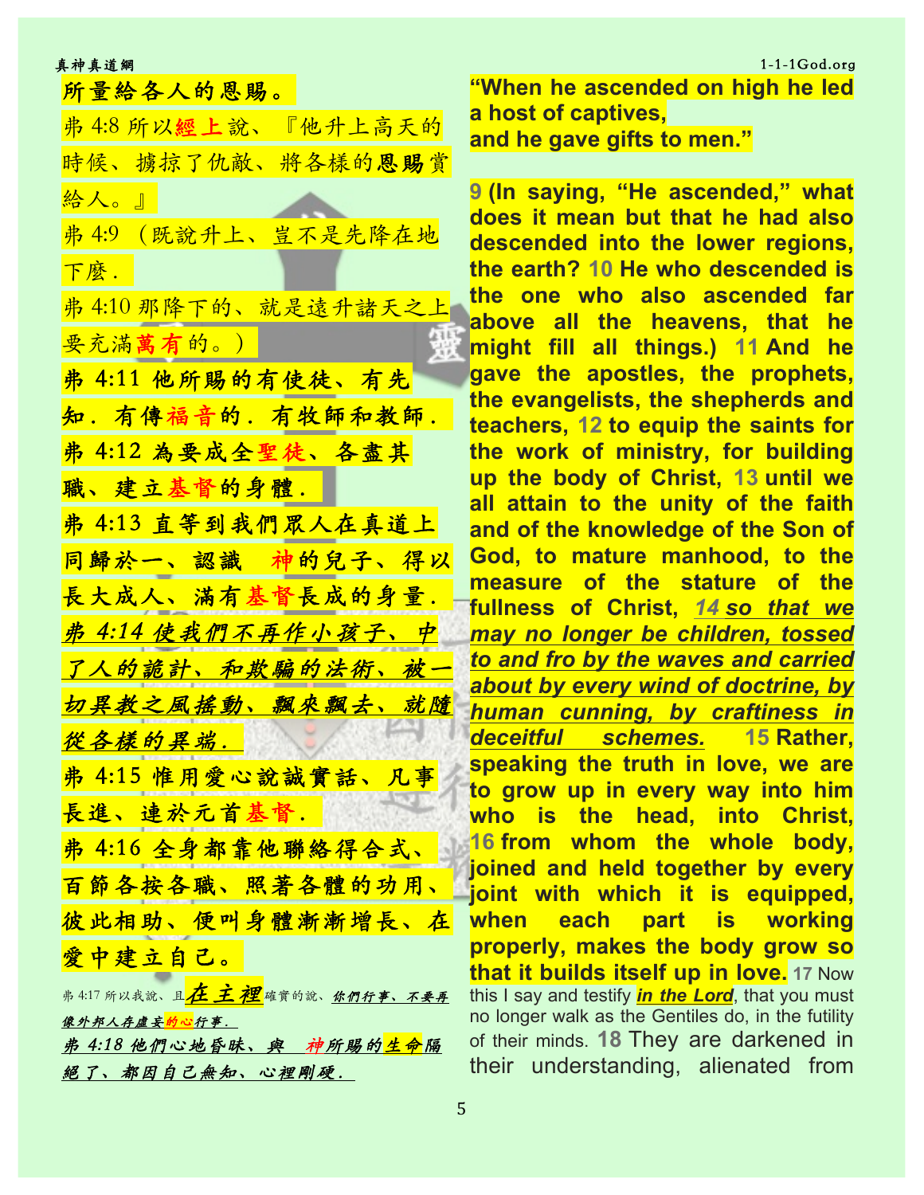所量給各人的恩賜。

弗 4:8 所以經上說、『他升上高天的時候、擄掠了仇敵、將各樣的**恩賜**賞給人。』

弗 4:9 （既說升上、豈不是先降在地下麼．

弗 4:10 那降下的、就是遠升諸天之上要充滿萬有的。）

**弗 4:11 他所賜的有使徒、有先知．有傳福音的．有牧師和教師．**

**弗 4:12 為要成全聖徒、各盡其職、建立基督的身體．**

**弗 4:13 直等到我們眾人在真道上同歸於一、認識　神的兒子、得以長大成人、滿有基督長成的身量．**

***弗 4:14 使我們不再作小孩子、中了人的詭計、和欺騙的法術、被一切異教之風搖動、飄來飄去、就隨從各樣的異端．***

**弗 4:15 惟用愛心說誠實話、凡事長進、連於元首基督．**

**弗 4:16 全身都靠他聯絡得合式、百節各按各職、照著各體的功用、彼此相助、便叫身體漸漸增長、在愛中建立自己。**

弗 4:17 所以我說、且***在主裡***確實的說、***你們行事、不要再像外邦人存虛妄的心行事．***

***弗 4:18 他們心地昏昧、與　神所賜的生命隔絕了、都因自己無知、心裡剛硬．***

**"When he ascended on high he led a host of captives, and he gave gifts to men."**

**9 (In saying, "He ascended," what does it mean but that he had also descended into the lower regions, the earth? 10 He who descended is the one who also ascended far above all the heavens, that he might fill all things.) 11 And he gave the apostles, the prophets, the evangelists, the shepherds and teachers, 12 to equip the saints for the work of ministry, for building up the body of Christ, 13 until we all attain to the unity of the faith and of the knowledge of the Son of God, to mature manhood, to the measure of the stature of the fullness of Christ, *14 so that we may no longer be children, tossed to and fro by the waves and carried about by every wind of doctrine, by human cunning, by craftiness in deceitful schemes.* 15 Rather, speaking the truth in love, we are to grow up in every way into him who is the head, into Christ, 16 from whom the whole body, joined and held together by every joint with which it is equipped, when each part is working properly, makes the body grow so that it builds itself up in love.** 17 Now this I say and testify ***in the Lord***, that you must no longer walk as the Gentiles do, in the futility of their minds. 18 They are darkened in their understanding, alienated from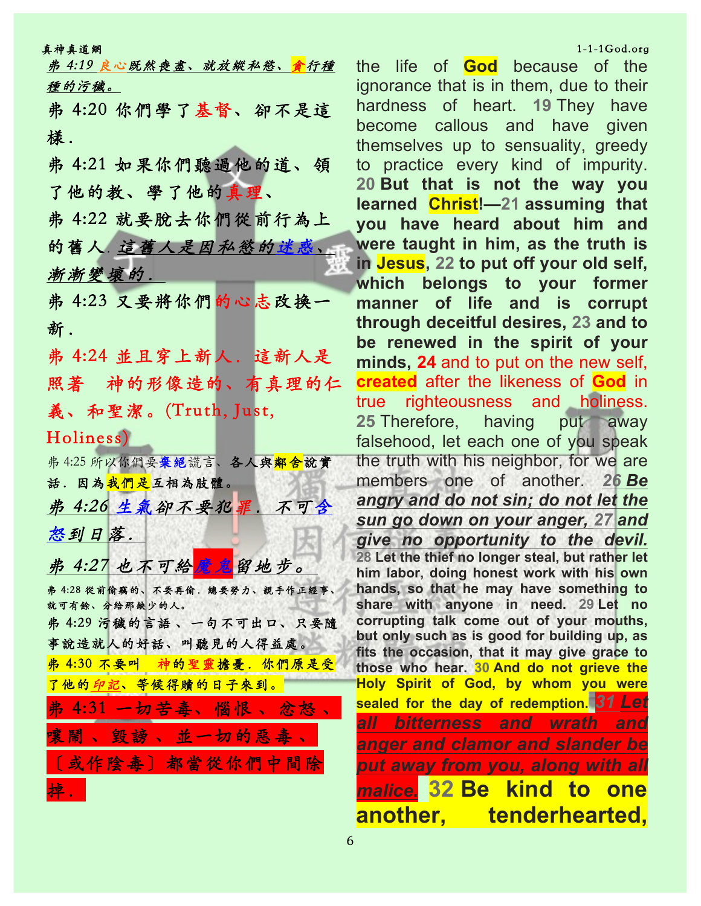*弗 4:19 良心既然喪盡、就放縱私慾、貪行種種的污穢。*

弗 4:20 你們學了基督、卻不是這樣.

弗 4:21 如果你們聽過他的道、領了他的教、學了他的真理、

弗 4:22 就要脫去你們從前行為上的舊人. *這舊人是因私慾的迷惑、漸漸變壞的.*

弗 4:23 又要將你們的心志改換一新.

弗 4:24 並且穿上新人. 這新人是照著 神的形像造的、有真理的仁義、和聖潔。(Truth, Just, Holiness)

弗 4:25 所以你們要棄絕謊言、各人與鄰舍說實話. 因為我們是互相為肢體。

*弗 4:26 生氣卻不要犯罪. 不可含怒到日落.*

*弗 4:27 也不可給魔鬼留地步。*

弗 4:28 從前偷竊的、不要再偷. 總要勞力、親手作正經事、就可有餘、分給那缺少的人。

弗 4:29 污穢的言語、一句不可出口、只要隨事說造就人的好話、叫聽見的人得益處。

弗 4:30 不要叫 神的聖靈擔憂. 你們原是受了他的印記、等候得贖的日子來到。

弗 4:31 一切苦毒、惱恨、忿怒、嚷鬧、毀謗、並一切的惡毒、〔或作陰毒〕都當從你們中間除掉.

the life of God because of the ignorance that is in them, due to their hardness of heart. 19 They have become callous and have given themselves up to sensuality, greedy to practice every kind of impurity. **20 But that is not the way you learned Christ!—21 assuming that you have heard about him and were taught in him, as the truth is in Jesus, 22 to put off your old self, which belongs to your former manner of life and is corrupt through deceitful desires, 23 and to be renewed in the spirit of your minds, 24** and to put on the new self, **created** after the likeness of **God** in true righteousness and holiness. 25 Therefore, having put away falsehood, let each one of you speak the truth with his neighbor, for we are members one of another. ***26 Be angry and do not sin; do not let the sun go down on your anger, 27 and give no opportunity to the devil.*** **28 Let the thief no longer steal, but rather let him labor, doing honest work with his own hands, so that he may have something to share with anyone in need. 29 Let no corrupting talk come out of your mouths, but only such as is good for building up, as fits the occasion, that it may give grace to those who hear. 30 And do not grieve the Holy Spirit of God, by whom you were sealed for the day of redemption.** ***31 Let all bitterness and wrath and anger and clamor and slander be put away from you, along with all malice.*** **32 Be kind to one another, tenderhearted,**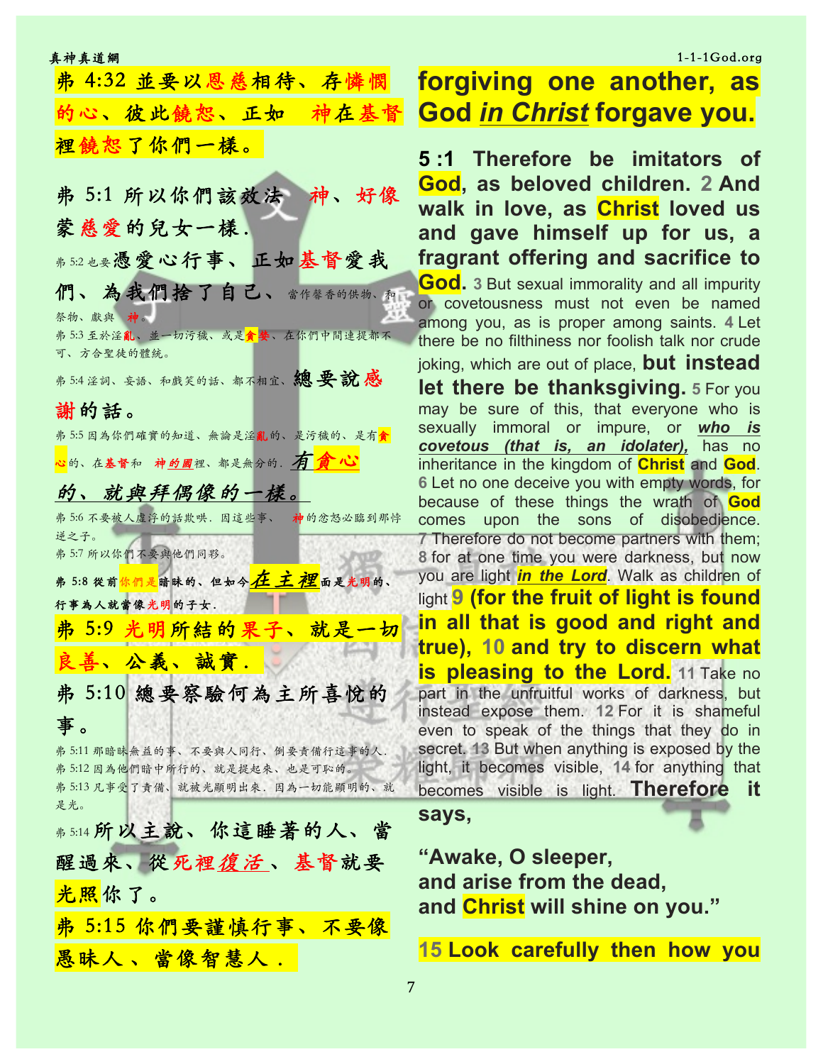弗 4:32 並要以恩慈相待、存憐憫的心、彼此饒恕、正如　神在基督裡饒恕了你們一樣。

弗 5:1 所以你們該效法　神、好像蒙慈愛的兒女一樣.

弗 5:2 也要憑愛心行事、正如基督愛我們、為我們捨了自己、當作馨香的供物、和祭物、獻與　神。

弗 5:3 至於淫亂、並一切污穢、或是貪婪、在你們中間連提都不可、方合聖徒的體統。

弗 5:4 淫詞、妄語、和戲笑的話、都不相宜、總要說感謝的話。

弗 5:5 因為你們確實的知道、無論是淫亂的、是污穢的、是有貪心的、在基督和　神的國裡、都是無分的. ***有貪心的、就與拜偶像的一樣。***

弗 5:6 不要被人虛浮的話欺哄．因這些事、　神的忿怒必臨到那悖逆之子。

弗 5:7 所以你們不要與他們同夥。

**弗 5:8 從前你們是暗昧的、但如今*在主裡*面是光明的、行事為人就當像光明的子女.**

弗 5:9 光明所結的果子、就是一切良善、公義、誠實.

弗 5:10 總要察驗何為主所喜悅的事。

弗 5:11 那暗昧無益的事、不要與人同行、倒要責備行這事的人.

弗 5:12 因為他們暗中所行的、就是提起來、也是可恥的。

弗 5:13 凡事受了責備、就被光顯明出來．因為一切能顯明的、就是光。

弗 5:14 所以主說、你這睡著的人、當醒過來、從死裡*復活*、基督就要光照你了。

弗 5:15 你們要謹慎行事、不要像愚昧人、當像智慧人.

**forgiving one another, as God *in Christ* forgave you.**

**5 :1 Therefore be imitators of God, as beloved children. 2 And walk in love, as Christ loved us and gave himself up for us, a fragrant offering and sacrifice to God.** 3 But sexual immorality and all impurity or covetousness must not even be named among you, as is proper among saints. 4 Let there be no filthiness nor foolish talk nor crude joking, which are out of place, **but instead let there be thanksgiving.** 5 For you may be sure of this, that everyone who is sexually immoral or impure, or ***who is covetous (that is, an idolater),*** has no inheritance in the kingdom of Christ and God. 6 Let no one deceive you with empty words, for because of these things the wrath of God comes upon the sons of disobedience. 7 Therefore do not become partners with them; 8 for at one time you were darkness, but now you are light ***in the Lord***. Walk as children of light **9 (for the fruit of light is found in all that is good and right and true), 10 and try to discern what is pleasing to the Lord.** 11 Take no part in the unfruitful works of darkness, but instead expose them. 12 For it is shameful even to speak of the things that they do in secret. 13 But when anything is exposed by the light, it becomes visible, 14 for anything that becomes visible is light. **Therefore it says,**

**"Awake, O sleeper,**
**and arise from the dead,**
**and Christ will shine on you."**

**15 Look carefully then how you**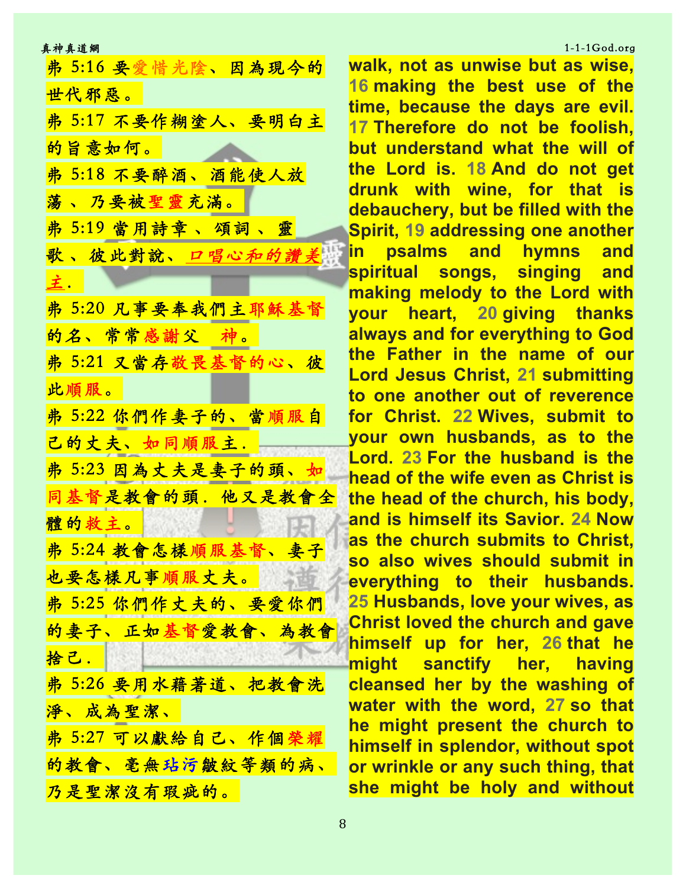弗 5:16 要愛惜光陰、因為現今的世代邪惡。

弗 5:17 不要作糊塗人、要明白主的旨意如何。

弗 5:18 不要醉酒、酒能使人放蕩、乃要被聖靈充滿。

弗 5:19 當用詩章、頌詞、靈歌、彼此對說、口唱心和的讚美主.

弗 5:20 凡事要奉我們主耶穌基督的名、常常感謝父 神。

弗 5:21 又當存敬畏基督的心、彼此順服。

弗 5:22 你們作妻子的、當順服自己的丈夫、如同順服主.

弗 5:23 因為丈夫是妻子的頭、如同基督是教會的頭．他又是教會全體的救主。

弗 5:24 教會怎樣順服基督、妻子也要怎樣凡事順服丈夫。

弗 5:25 你們作丈夫的、要愛你們的妻子、正如基督愛教會、為教會捨己.

弗 5:26 要用水藉著道、把教會洗淨、成為聖潔、

弗 5:27 可以獻給自己、作個榮耀的教會、毫無玷污皺紋等類的病、乃是聖潔沒有瑕疵的。

walk, not as unwise but as wise, 16 making the best use of the time, because the days are evil. 17 Therefore do not be foolish, but understand what the will of the Lord is. 18 And do not get drunk with wine, for that is debauchery, but be filled with the Spirit, 19 addressing one another in psalms and hymns and spiritual songs, singing and making melody to the Lord with your heart, 20 giving thanks always and for everything to God the Father in the name of our Lord Jesus Christ, 21 submitting to one another out of reverence for Christ. 22 Wives, submit to your own husbands, as to the Lord. 23 For the husband is the head of the wife even as Christ is the head of the church, his body, and is himself its Savior. 24 Now as the church submits to Christ, so also wives should submit in everything to their husbands. 25 Husbands, love your wives, as Christ loved the church and gave himself up for her, 26 that he might sanctify her, having cleansed her by the washing of water with the word, 27 so that he might present the church to himself in splendor, without spot or wrinkle or any such thing, that she might be holy and without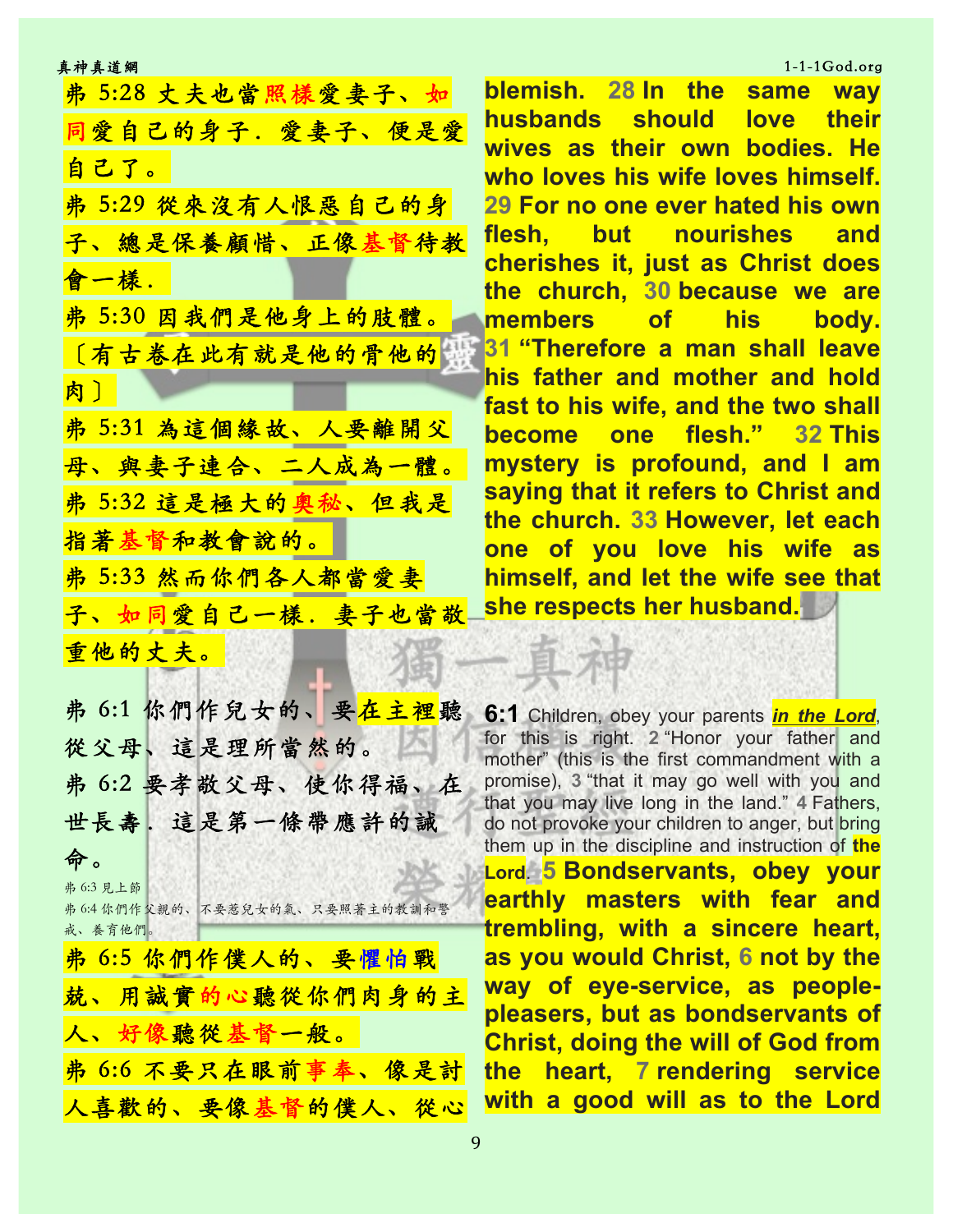弗 5:28 丈夫也當照樣愛妻子、如同愛自己的身子．愛妻子、便是愛自己了。

弗 5:29 從來沒有人恨惡自己的身子、總是保養顧惜、正像基督待教會一樣．

弗 5:30 因我們是他身上的肢體。〔有古卷在此有就是他的骨他的肉〕

弗 5:31 為這個緣故、人要離開父母、與妻子連合、二人成為一體。

弗 5:32 這是極大的奧秘、但我是指著基督和教會說的。

弗 5:33 然而你們各人都當愛妻子、如同愛自己一樣．妻子也當敬重他的丈夫。

blemish. 28 In the same way husbands should love their wives as their own bodies. He who loves his wife loves himself. 29 For no one ever hated his own flesh, but nourishes and cherishes it, just as Christ does the church, 30 because we are members of his body. 31 "Therefore a man shall leave his father and mother and hold fast to his wife, and the two shall become one flesh." 32 This mystery is profound, and I am saying that it refers to Christ and the church. 33 However, let each one of you love his wife as himself, and let the wife see that she respects her husband.

弗 6:1 你們作兒女的、要在主裡聽從父母、這是理所當然的。

弗 6:2 要孝敬父母、使你得福、在世長壽．這是第一條帶應許的誡命。

弗 6:3 見上節

弗 6:4 你們作父親的、不要惹兒女的氣、只要照著主的教訓和警戒、養育他們。

弗 6:5 你們作僕人的、要懼怕戰兢、用誠實的心聽從你們肉身的主人、好像聽從基督一般。

弗 6:6 不要只在眼前事奉、像是討人喜歡的、要像基督的僕人、從心

**6:1** Children, obey your parents ***in the Lord***, for this is right. 2 "Honor your father and mother" (this is the first commandment with a promise), 3 "that it may go well with you and that you may live long in the land." 4 Fathers, do not provoke your children to anger, but bring them up in the discipline and instruction of **the Lord**. 5 Bondservants, obey your earthly masters with fear and trembling, with a sincere heart, as you would Christ, 6 not by the way of eye-service, as people-pleasers, but as bondservants of Christ, doing the will of God from the heart, 7 rendering service with a good will as to the Lord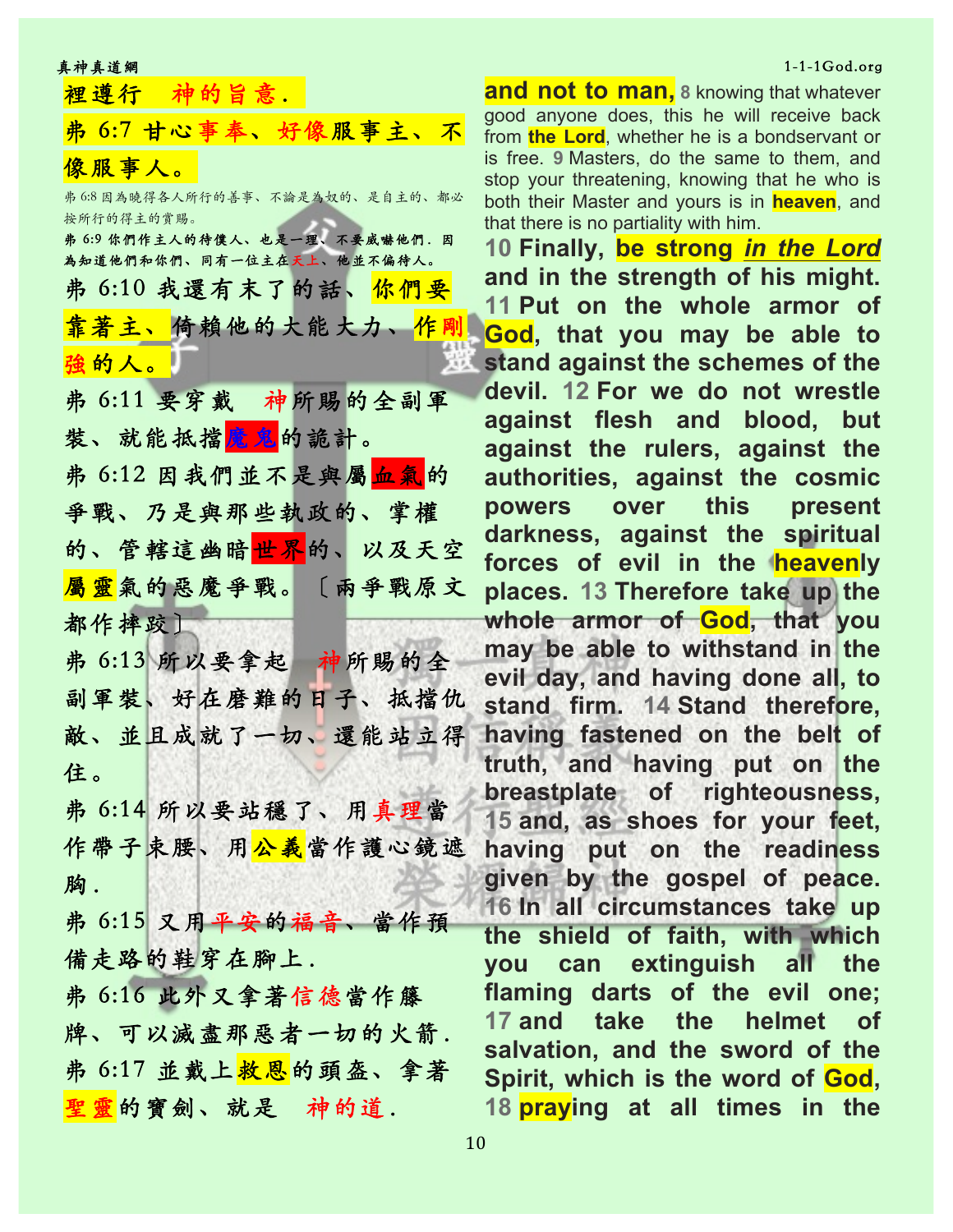裡遵行　神的旨意．

弗 6:7 甘心事奉、好像服事主、不像服事人。

弗 6:8 因為曉得各人所行的善事、不論是為奴的、是自主的、都必按所行的得主的賞賜。

弗 6:9 你們作主人的待僕人、也是一理、不要威嚇他們．因為知道他們和你們、同有一位主在天上、他並不偏待人。

弗 6:10 我還有末了的話、你們要靠著主、倚賴他的大能大力、作剛強的人。

弗 6:11 要穿戴　神所賜的全副軍裝、就能抵擋魔鬼的詭計。

弗 6:12 因我們並不是與屬血氣的爭戰、乃是與那些執政的、掌權的、管轄這幽暗世界的、以及天空屬靈氣的惡魔爭戰。〔兩爭戰原文都作摔跤〕

弗 6:13 所以要拿起　神所賜的全副軍裝、好在磨難的日子、抵擋仇敵、並且成就了一切、還能站立得住。

弗 6:14 所以要站穩了、用真理當作帶子束腰、用公義當作護心鏡遮胸．

弗 6:15 又用平安的福音、當作預備走路的鞋穿在腳上．

弗 6:16 此外又拿著信德當作藤牌、可以滅盡那惡者一切的火箭．

弗 6:17 並戴上救恩的頭盔、拿著聖靈的寶劍、就是　神的道．

**and not to man,** 8 knowing that whatever good anyone does, this he will receive back from **the Lord**, whether he is a bondservant or is free. 9 Masters, do the same to them, and stop your threatening, knowing that he who is both their Master and yours is in **heaven**, and that there is no partiality with him.

**10 Finally, be strong *in the Lord* and in the strength of his might. 11 Put on the whole armor of God, that you may be able to stand against the schemes of the devil. 12 For we do not wrestle against flesh and blood, but against the rulers, against the authorities, against the cosmic powers over this present darkness, against the spiritual forces of evil in the heavenly places. 13 Therefore take up the whole armor of God, that you may be able to withstand in the evil day, and having done all, to stand firm. 14 Stand therefore, having fastened on the belt of truth, and having put on the breastplate of righteousness, 15 and, as shoes for your feet, having put on the readiness given by the gospel of peace. 16 In all circumstances take up the shield of faith, with which you can extinguish all the flaming darts of the evil one; 17 and take the helmet of salvation, and the sword of the Spirit, which is the word of God, 18 praying at all times in the**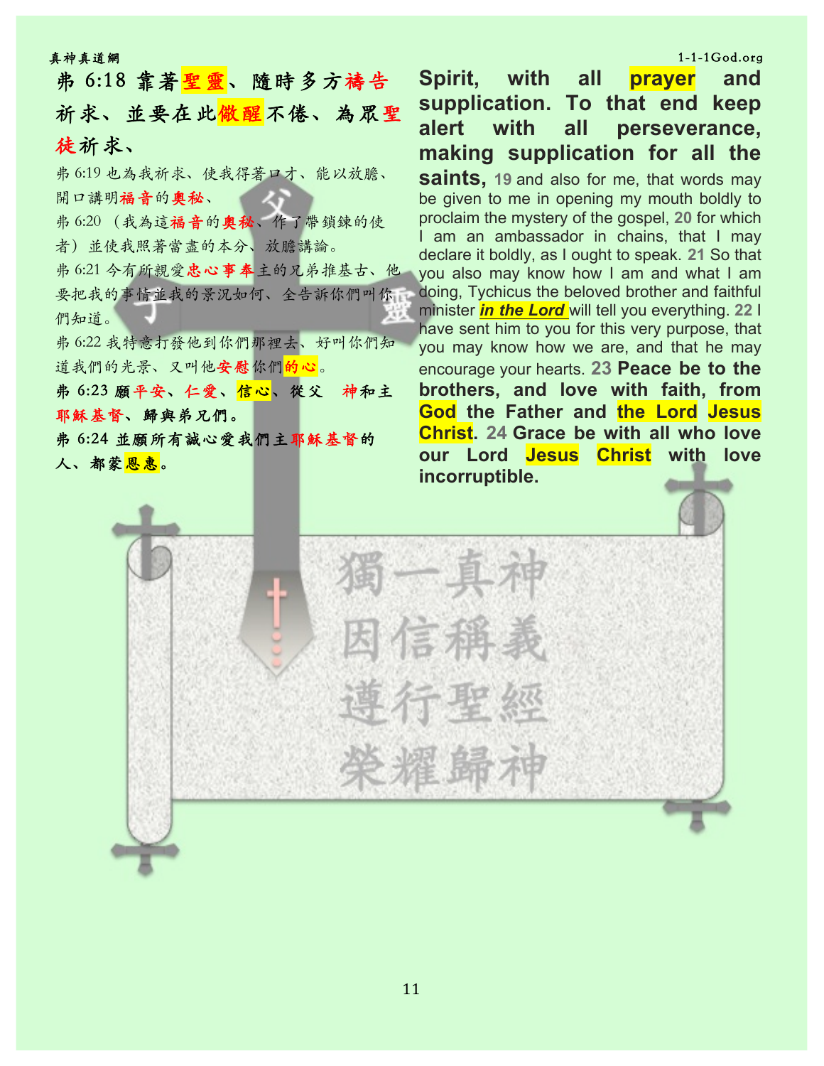**弗 6:18 靠著聖靈、隨時多方禱告祈求、並要在此儆醒不倦、為眾聖徒祈求、**

弗 6:19 也為我祈求、使我得著口才、能以放膽、開口講明福音的奧秘、

弗 6:20 （我為這福音的奧秘、作了帶鎖鍊的使者）並使我照著當盡的本分、放膽講論。

弗 6:21 今有所親愛忠心事奉主的兄弟推基古、他要把我的事情並我的景況如何、全告訴你們叫你們知道。

弗 6:22 我特意打發他到你們那裡去、好叫你們知道我們的光景、又叫他安慰你們的心。

**弗 6:23 願平安、仁愛、信心、從父　神和主耶穌基督、歸與弟兄們。**

**弗 6:24 並願所有誠心愛我們主耶穌基督的人、都蒙恩惠。**

**Spirit, with all prayer and supplication. To that end keep alert with all perseverance, making supplication for all the saints,** 19 and also for me, that words may be given to me in opening my mouth boldly to proclaim the mystery of the gospel, 20 for which I am an ambassador in chains, that I may declare it boldly, as I ought to speak. 21 So that you also may know how I am and what I am doing, Tychicus the beloved brother and faithful minister ***in the Lord*** will tell you everything. 22 I have sent him to you for this very purpose, that you may know how we are, and that he may encourage your hearts. **23 Peace be to the brothers, and love with faith, from God the Father and the Lord Jesus Christ. 24 Grace be with all who love our Lord Jesus Christ with love incorruptible.**

獨一真神
因信稱義
遵行聖經
榮耀歸神